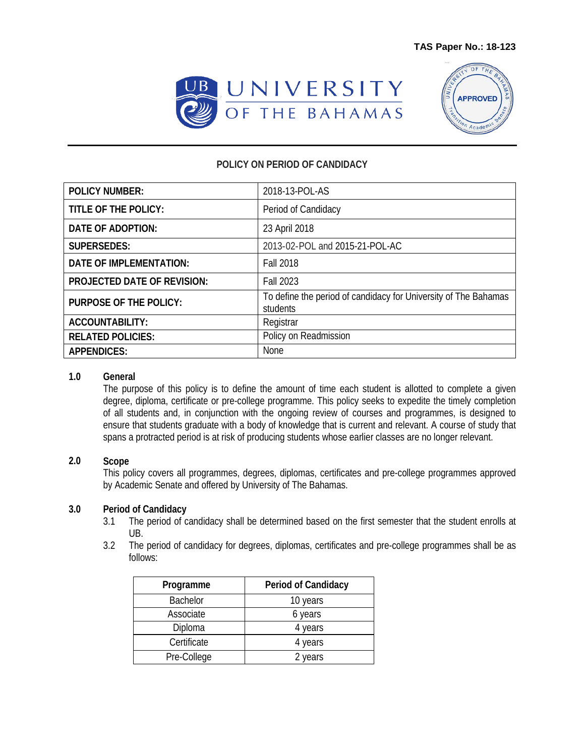**TAS Paper No.: 18-123**

UNIVERSITY OF THE BAHAMAS

APPROVED

## POLICY ON PERIOD OF CANDIDACY

| | |
|---|---|
| **POLICY NUMBER:** | 2018-13-POL-AS |
| **TITLE OF THE POLICY:** | Period of Candidacy |
| **DATE OF ADOPTION:** | 23 April 2018 |
| **SUPERSEDES:** | 2013-02-POL and 2015-21-POL-AC |
| **DATE OF IMPLEMENTATION:** | Fall 2018 |
| **PROJECTED DATE OF REVISION:** | Fall 2023 |
| **PURPOSE OF THE POLICY:** | To define the period of candidacy for University of The Bahamas students |
| **ACCOUNTABILITY:** | Registrar |
| **RELATED POLICIES:** | Policy on Readmission |
| **APPENDICES:** | None |

### 1.0 General

The purpose of this policy is to define the amount of time each student is allotted to complete a given degree, diploma, certificate or pre-college programme. This policy seeks to expedite the timely completion of all students and, in conjunction with the ongoing review of courses and programmes, is designed to ensure that students graduate with a body of knowledge that is current and relevant. A course of study that spans a protracted period is at risk of producing students whose earlier classes are no longer relevant.

### 2.0 Scope

This policy covers all programmes, degrees, diplomas, certificates and pre-college programmes approved by Academic Senate and offered by University of The Bahamas.

### 3.0 Period of Candidacy

3.1 The period of candidacy shall be determined based on the first semester that the student enrolls at UB.

3.2 The period of candidacy for degrees, diplomas, certificates and pre-college programmes shall be as follows:

| Programme | Period of Candidacy |
|---|---|
| Bachelor | 10 years |
| Associate | 6 years |
| Diploma | 4 years |
| Certificate | 4 years |
| Pre-College | 2 years |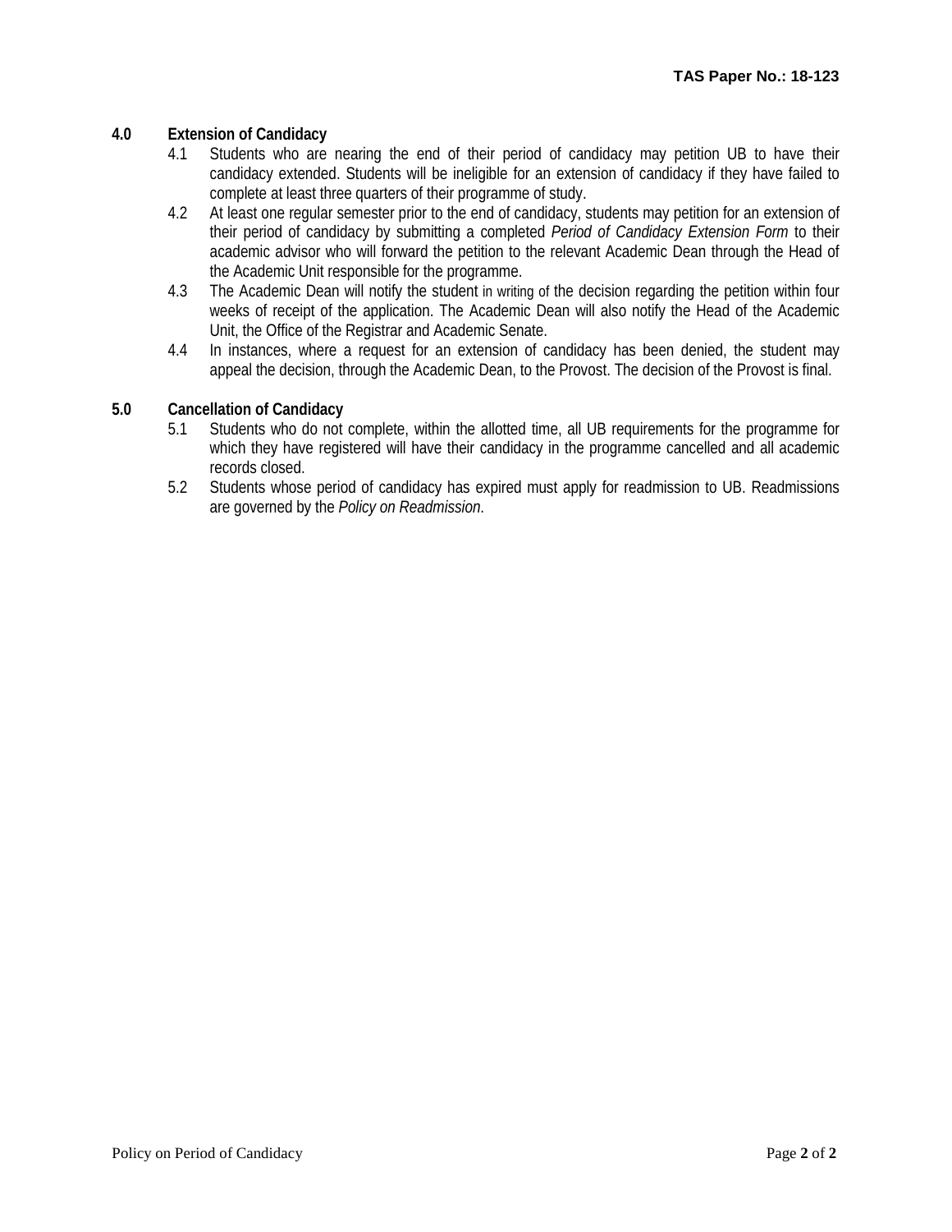## 4.0 Extension of Candidacy

4.1 Students who are nearing the end of their period of candidacy may petition UB to have their candidacy extended. Students will be ineligible for an extension of candidacy if they have failed to complete at least three quarters of their programme of study.

4.2 At least one regular semester prior to the end of candidacy, students may petition for an extension of their period of candidacy by submitting a completed *Period of Candidacy Extension Form* to their academic advisor who will forward the petition to the relevant Academic Dean through the Head of the Academic Unit responsible for the programme.

4.3 The Academic Dean will notify the student in writing of the decision regarding the petition within four weeks of receipt of the application. The Academic Dean will also notify the Head of the Academic Unit, the Office of the Registrar and Academic Senate.

4.4 In instances, where a request for an extension of candidacy has been denied, the student may appeal the decision, through the Academic Dean, to the Provost. The decision of the Provost is final.

## 5.0 Cancellation of Candidacy

5.1 Students who do not complete, within the allotted time, all UB requirements for the programme for which they have registered will have their candidacy in the programme cancelled and all academic records closed.

5.2 Students whose period of candidacy has expired must apply for readmission to UB. Readmissions are governed by the *Policy on Readmission*.